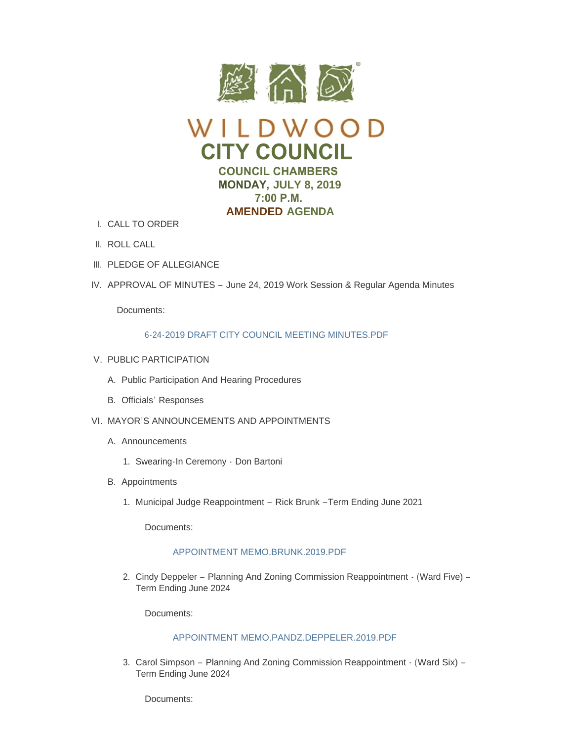# WILDWOOD

## CITY COUNCIL

### COUNCIL CHAMBERS
### MONDAY, JULY 8, 2019
### 7:00 P.M.
### AMENDED AGENDA

I. CALL TO ORDER

II. ROLL CALL

III. PLEDGE OF ALLEGIANCE

IV. APPROVAL OF MINUTES – June 24, 2019 Work Session & Regular Agenda Minutes

Documents:

6-24-2019 DRAFT CITY COUNCIL MEETING MINUTES.PDF

V. PUBLIC PARTICIPATION

A. Public Participation And Hearing Procedures

B. Officials' Responses

VI. MAYOR'S ANNOUNCEMENTS AND APPOINTMENTS

A. Announcements

1. Swearing-In Ceremony - Don Bartoni

B. Appointments

1. Municipal Judge Reappointment – Rick Brunk –Term Ending June 2021

Documents:

APPOINTMENT MEMO.BRUNK.2019.PDF

2. Cindy Deppeler – Planning And Zoning Commission Reappointment - (Ward Five) – Term Ending June 2024

Documents:

APPOINTMENT MEMO.PANDZ.DEPPELER.2019.PDF

3. Carol Simpson – Planning And Zoning Commission Reappointment - (Ward Six) – Term Ending June 2024

Documents: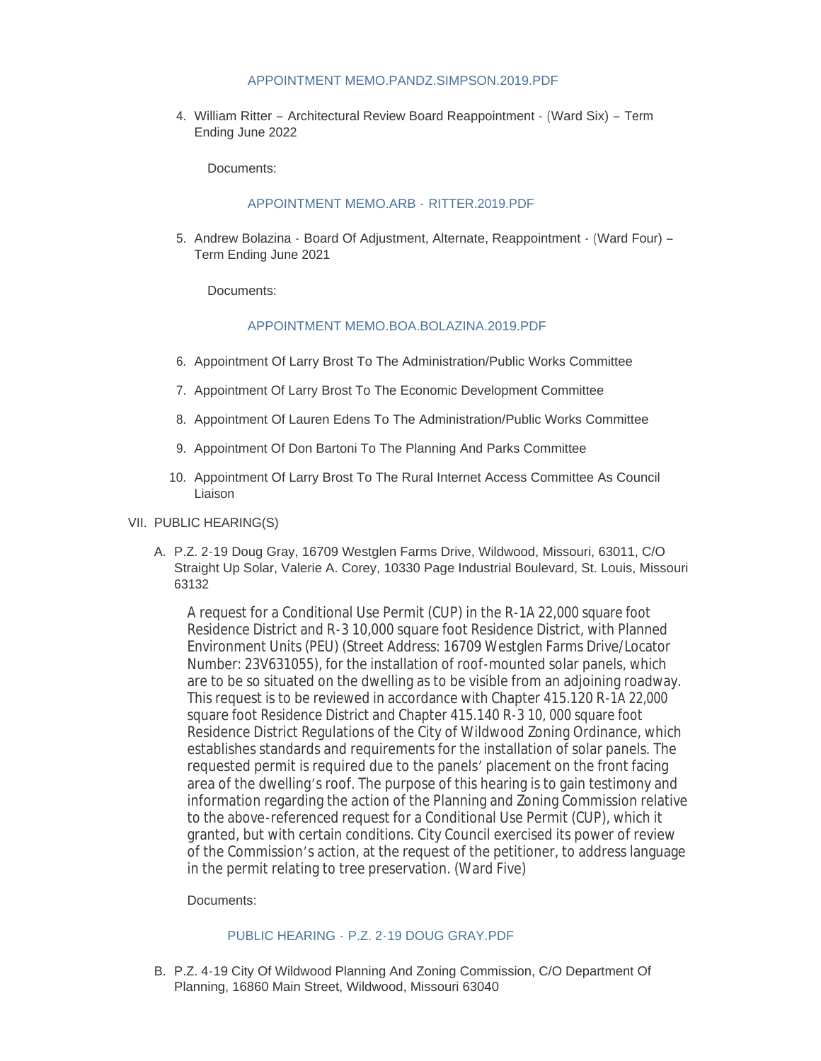APPOINTMENT MEMO.PANDZ.SIMPSON.2019.PDF

4. William Ritter – Architectural Review Board Reappointment - (Ward Six) – Term Ending June 2022

   Documents:

   APPOINTMENT MEMO.ARB - RITTER.2019.PDF

5. Andrew Bolazina - Board Of Adjustment, Alternate, Reappointment - (Ward Four) – Term Ending June 2021

   Documents:

   APPOINTMENT MEMO.BOA.BOLAZINA.2019.PDF

6. Appointment Of Larry Brost To The Administration/Public Works Committee
7. Appointment Of Larry Brost To The Economic Development Committee
8. Appointment Of Lauren Edens To The Administration/Public Works Committee
9. Appointment Of Don Bartoni To The Planning And Parks Committee
10. Appointment Of Larry Brost To The Rural Internet Access Committee As Council Liaison

VII. PUBLIC HEARING(S)

A. P.Z. 2-19 Doug Gray, 16709 Westglen Farms Drive, Wildwood, Missouri, 63011, C/O Straight Up Solar, Valerie A. Corey, 10330 Page Industrial Boulevard, St. Louis, Missouri 63132

   A request for a Conditional Use Permit (CUP) in the R-1A 22,000 square foot Residence District and R-3 10,000 square foot Residence District, with Planned Environment Units (PEU) (Street Address: 16709 Westglen Farms Drive/Locator Number: 23V631055), for the installation of roof-mounted solar panels, which are to be so situated on the dwelling as to be visible from an adjoining roadway. This request is to be reviewed in accordance with Chapter 415.120 R-1A 22,000 square foot Residence District and Chapter 415.140 R-3 10, 000 square foot Residence District Regulations of the City of Wildwood Zoning Ordinance, which establishes standards and requirements for the installation of solar panels. The requested permit is required due to the panels' placement on the front facing area of the dwelling's roof. The purpose of this hearing is to gain testimony and information regarding the action of the Planning and Zoning Commission relative to the above-referenced request for a Conditional Use Permit (CUP), which it granted, but with certain conditions. City Council exercised its power of review of the Commission's action, at the request of the petitioner, to address language in the permit relating to tree preservation. (Ward Five)

   Documents:

   PUBLIC HEARING - P.Z. 2-19 DOUG GRAY.PDF

B. P.Z. 4-19 City Of Wildwood Planning And Zoning Commission, C/O Department Of Planning, 16860 Main Street, Wildwood, Missouri 63040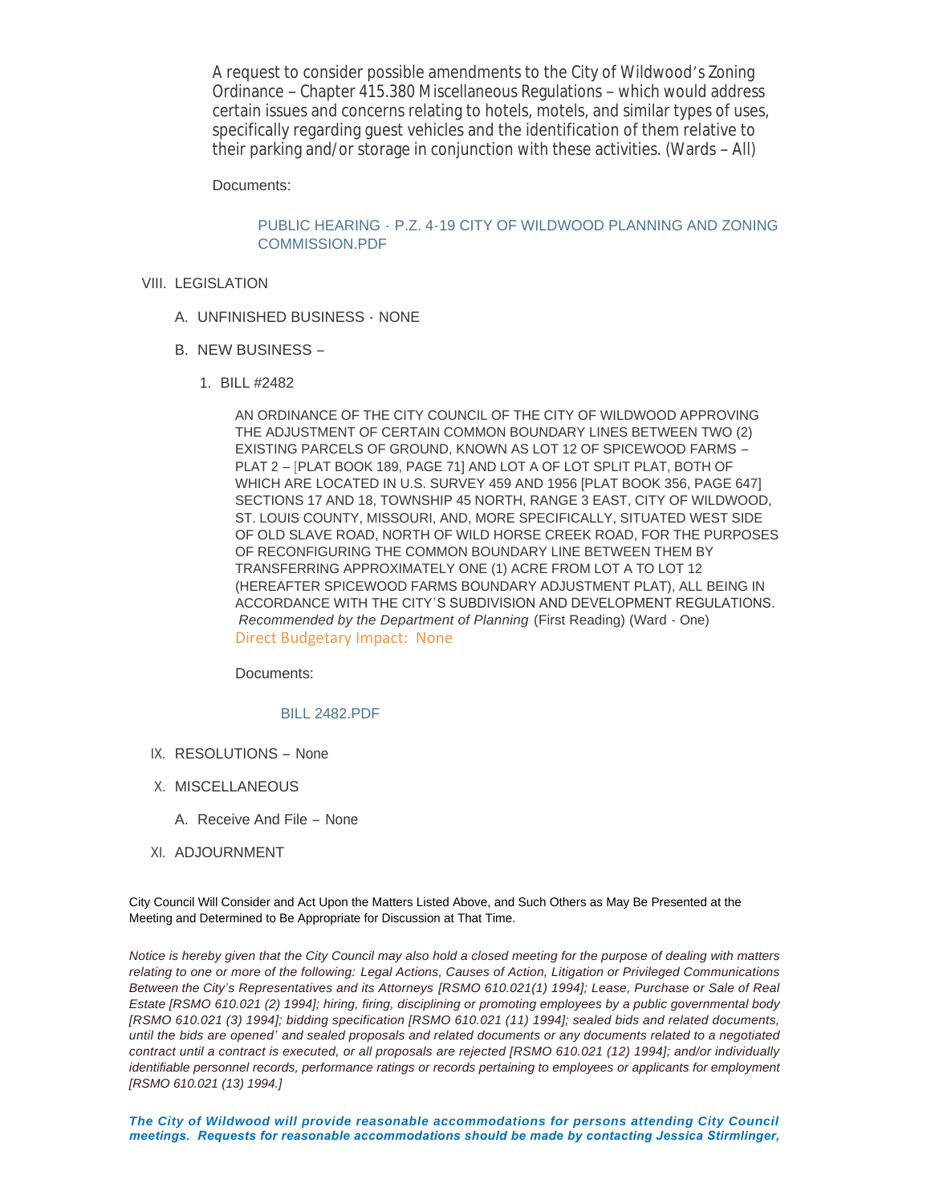A request to consider possible amendments to the City of Wildwood's Zoning Ordinance – Chapter 415.380 Miscellaneous Regulations – which would address certain issues and concerns relating to hotels, motels, and similar types of uses, specifically regarding guest vehicles and the identification of them relative to their parking and/or storage in conjunction with these activities. (Wards – All)

Documents:

PUBLIC HEARING - P.Z. 4-19 CITY OF WILDWOOD PLANNING AND ZONING COMMISSION.PDF

VIII. LEGISLATION

A. UNFINISHED BUSINESS - NONE

B. NEW BUSINESS –

1. BILL #2482

AN ORDINANCE OF THE CITY COUNCIL OF THE CITY OF WILDWOOD APPROVING THE ADJUSTMENT OF CERTAIN COMMON BOUNDARY LINES BETWEEN TWO (2) EXISTING PARCELS OF GROUND, KNOWN AS LOT 12 OF SPICEWOOD FARMS – PLAT 2 – [PLAT BOOK 189, PAGE 71] AND LOT A OF LOT SPLIT PLAT, BOTH OF WHICH ARE LOCATED IN U.S. SURVEY 459 AND 1956 [PLAT BOOK 356, PAGE 647] SECTIONS 17 AND 18, TOWNSHIP 45 NORTH, RANGE 3 EAST, CITY OF WILDWOOD, ST. LOUIS COUNTY, MISSOURI, AND, MORE SPECIFICALLY, SITUATED WEST SIDE OF OLD SLAVE ROAD, NORTH OF WILD HORSE CREEK ROAD, FOR THE PURPOSES OF RECONFIGURING THE COMMON BOUNDARY LINE BETWEEN THEM BY TRANSFERRING APPROXIMATELY ONE (1) ACRE FROM LOT A TO LOT 12 (HEREAFTER SPICEWOOD FARMS BOUNDARY ADJUSTMENT PLAT), ALL BEING IN ACCORDANCE WITH THE CITY'S SUBDIVISION AND DEVELOPMENT REGULATIONS. *Recommended by the Department of Planning* (First Reading) (Ward - One)
Direct Budgetary Impact: None

Documents:

BILL 2482.PDF

IX. RESOLUTIONS – None

X. MISCELLANEOUS

A. Receive And File – None

XI. ADJOURNMENT

City Council Will Consider and Act Upon the Matters Listed Above, and Such Others as May Be Presented at the Meeting and Determined to Be Appropriate for Discussion at That Time.

*Notice is hereby given that the City Council may also hold a closed meeting for the purpose of dealing with matters relating to one or more of the following: Legal Actions, Causes of Action, Litigation or Privileged Communications Between the City's Representatives and its Attorneys [RSMO 610.021(1) 1994]; Lease, Purchase or Sale of Real Estate [RSMO 610.021 (2) 1994]; hiring, firing, disciplining or promoting employees by a public governmental body [RSMO 610.021 (3) 1994]; bidding specification [RSMO 610.021 (11) 1994]; sealed bids and related documents, until the bids are opened' and sealed proposals and related documents or any documents related to a negotiated contract until a contract is executed, or all proposals are rejected [RSMO 610.021 (12) 1994]; and/or individually identifiable personnel records, performance ratings or records pertaining to employees or applicants for employment [RSMO 610.021 (13) 1994.]*

***The City of Wildwood will provide reasonable accommodations for persons attending City Council meetings. Requests for reasonable accommodations should be made by contacting Jessica Stirmlinger,***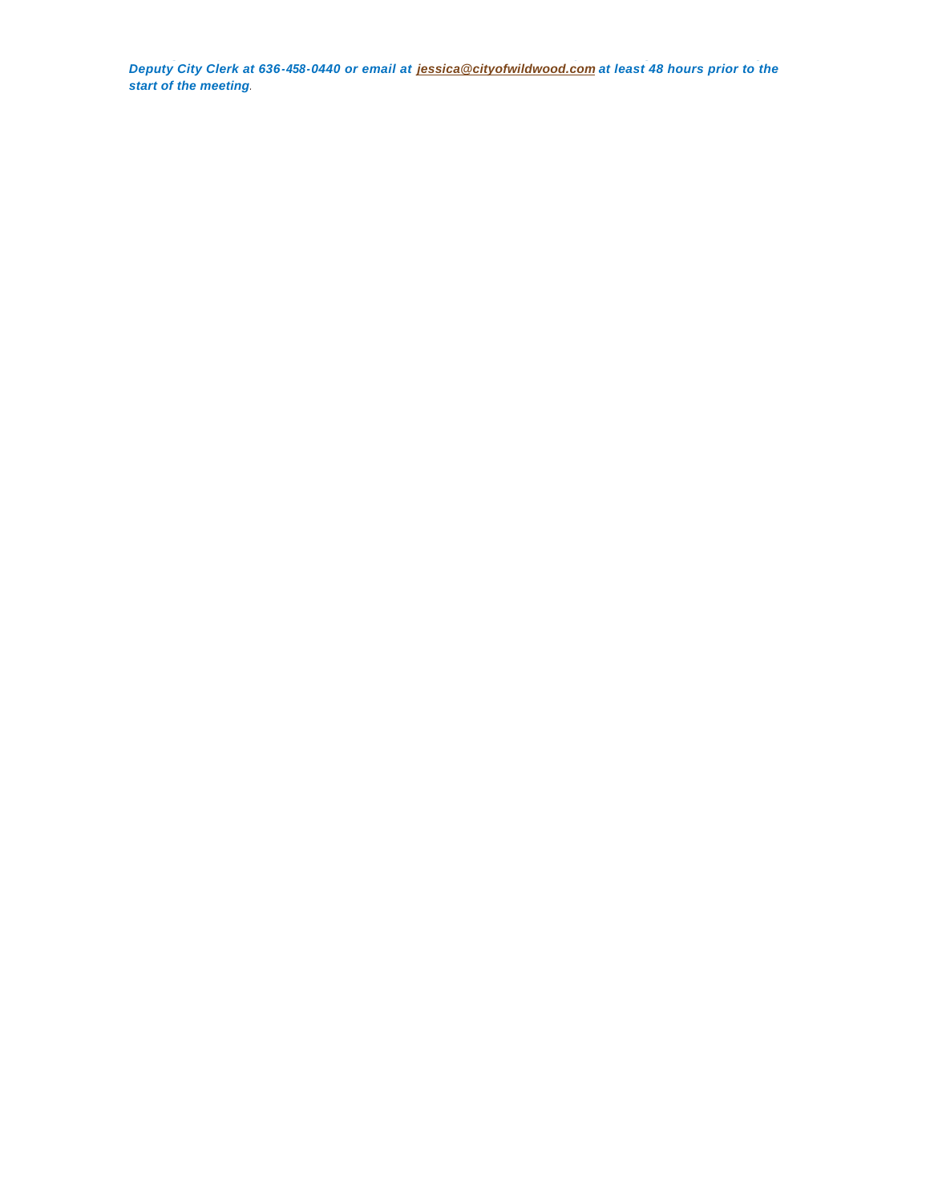***Deputy City Clerk at 636-458-0440 or email at [jessica@cityofwildwood.com](mailto:jessica@cityofwildwood.com) at least 48 hours prior to the start of the meeting***.